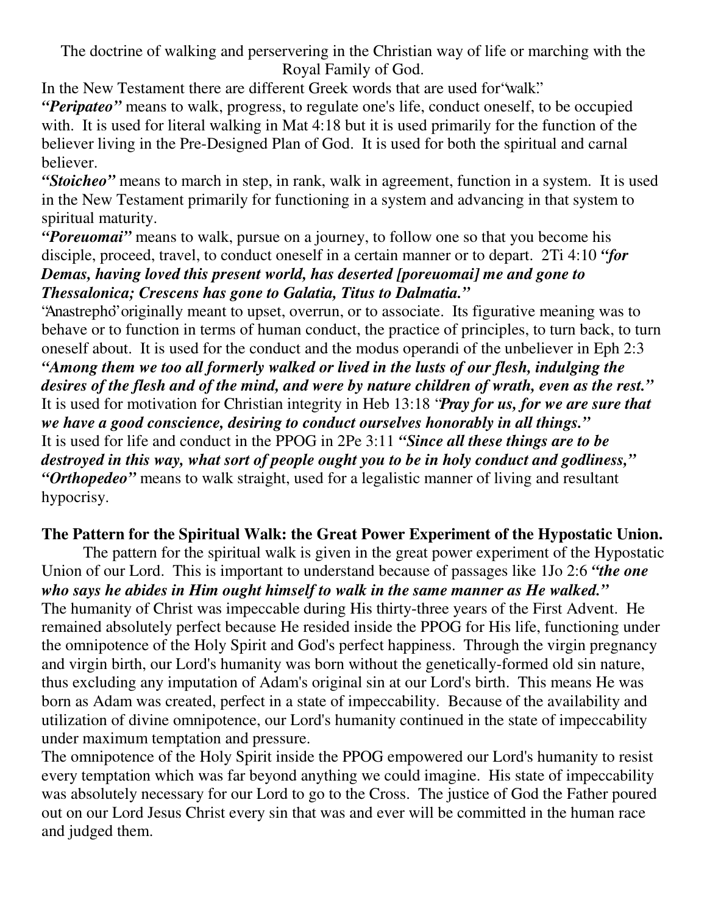The doctrine of walking and perservering in the Christian way of life or marching with the Royal Family of God.

In the New Testament there are different Greek words that are used for "walk."

***"Peripateo"*** means to walk, progress, to regulate one's life, conduct oneself, to be occupied with. It is used for literal walking in Mat 4:18 but it is used primarily for the function of the believer living in the Pre-Designed Plan of God. It is used for both the spiritual and carnal believer.

***"Stoicheo"*** means to march in step, in rank, walk in agreement, function in a system. It is used in the New Testament primarily for functioning in a system and advancing in that system to spiritual maturity.

***"Poreuomai"*** means to walk, pursue on a journey, to follow one so that you become his disciple, proceed, travel, to conduct oneself in a certain manner or to depart. 2Ti 4:10 ***"for Demas, having loved this present world, has deserted [poreuomai] me and gone to Thessalonica; Crescens has gone to Galatia, Titus to Dalmatia."***

"Anastrepho" originally meant to upset, overrun, or to associate. Its figurative meaning was to behave or to function in terms of human conduct, the practice of principles, to turn back, to turn oneself about. It is used for the conduct and the modus operandi of the unbeliever in Eph 2:3 ***"Among them we too all formerly walked or lived in the lusts of our flesh, indulging the desires of the flesh and of the mind, and were by nature children of wrath, even as the rest."***
It is used for motivation for Christian integrity in Heb 13:18 ***"Pray for us, for we are sure that we have a good conscience, desiring to conduct ourselves honorably in all things."***
It is used for life and conduct in the PPOG in 2Pe 3:11 ***"Since all these things are to be destroyed in this way, what sort of people ought you to be in holy conduct and godliness,"***
***"Orthopedeo"*** means to walk straight, used for a legalistic manner of living and resultant hypocrisy.

**The Pattern for the Spiritual Walk: the Great Power Experiment of the Hypostatic Union.**

The pattern for the spiritual walk is given in the great power experiment of the Hypostatic Union of our Lord. This is important to understand because of passages like 1Jo 2:6 ***"the one who says he abides in Him ought himself to walk in the same manner as He walked."***

The humanity of Christ was impeccable during His thirty-three years of the First Advent. He remained absolutely perfect because He resided inside the PPOG for His life, functioning under the omnipotence of the Holy Spirit and God's perfect happiness. Through the virgin pregnancy and virgin birth, our Lord's humanity was born without the genetically-formed old sin nature, thus excluding any imputation of Adam's original sin at our Lord's birth. This means He was born as Adam was created, perfect in a state of impeccability. Because of the availability and utilization of divine omnipotence, our Lord's humanity continued in the state of impeccability under maximum temptation and pressure.

The omnipotence of the Holy Spirit inside the PPOG empowered our Lord's humanity to resist every temptation which was far beyond anything we could imagine. His state of impeccability was absolutely necessary for our Lord to go to the Cross. The justice of God the Father poured out on our Lord Jesus Christ every sin that was and ever will be committed in the human race and judged them.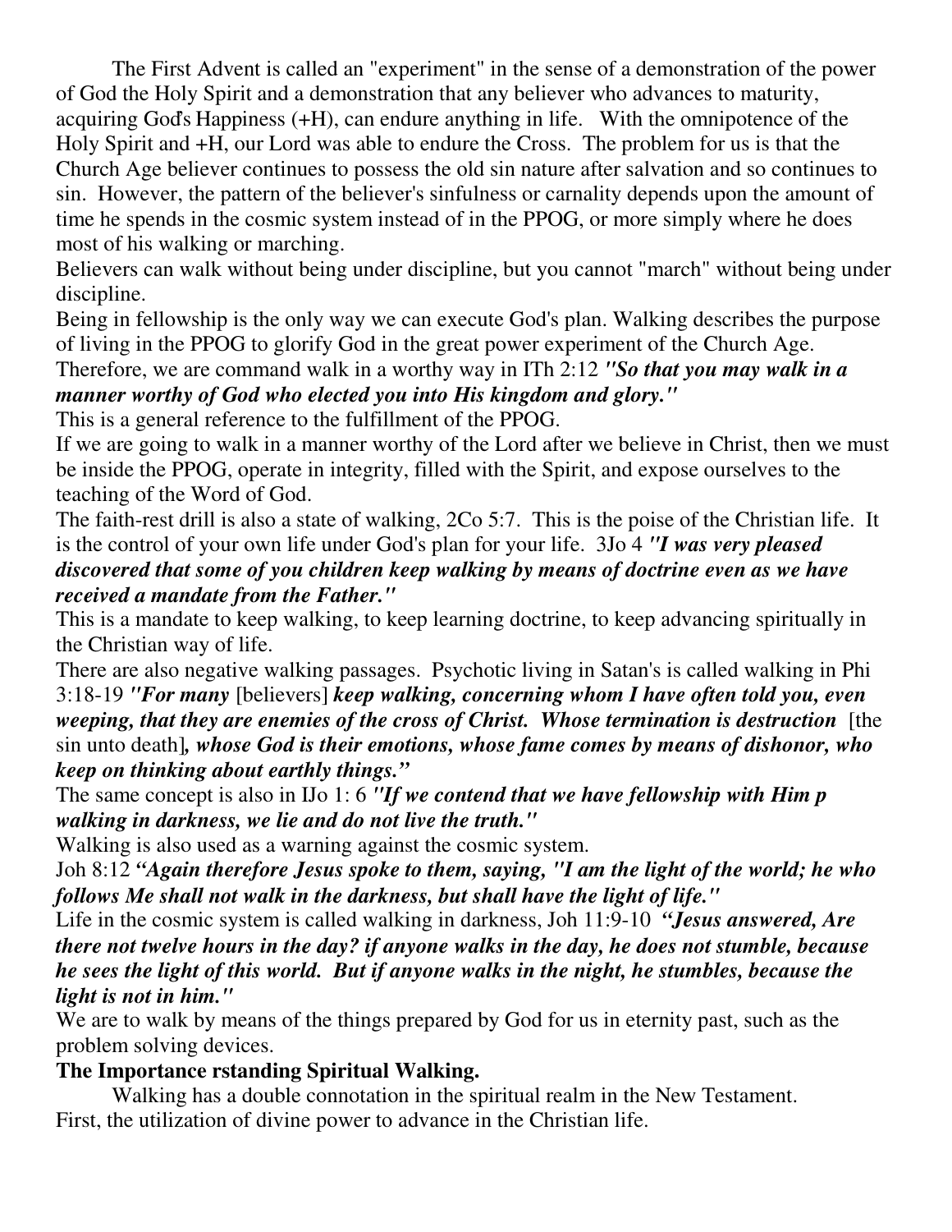The First Advent is called an "experiment" in the sense of a demonstration of the power of God the Holy Spirit and a demonstration that any believer who advances to maturity, acquiring God's Happiness (+H), can endure anything in life. With the omnipotence of the Holy Spirit and +H, our Lord was able to endure the Cross. The problem for us is that the Church Age believer continues to possess the old sin nature after salvation and so continues to sin. However, the pattern of the believer's sinfulness or carnality depends upon the amount of time he spends in the cosmic system instead of in the PPOG, or more simply where he does most of his walking or marching.

Believers can walk without being under discipline, but you cannot "march" without being under discipline.

Being in fellowship is the only way we can execute God's plan. Walking describes the purpose of living in the PPOG to glorify God in the great power experiment of the Church Age.

Therefore, we are command walk in a worthy way in ITh 2:12 ***"So that you may walk in a manner worthy of God who elected you into His kingdom and glory."***

This is a general reference to the fulfillment of the PPOG.

If we are going to walk in a manner worthy of the Lord after we believe in Christ, then we must be inside the PPOG, operate in integrity, filled with the Spirit, and expose ourselves to the teaching of the Word of God.

The faith-rest drill is also a state of walking, 2Co 5:7. This is the poise of the Christian life. It is the control of your own life under God's plan for your life. 3Jo 4 ***"I was very pleased discovered that some of you children keep walking by means of doctrine even as we have received a mandate from the Father."***

This is a mandate to keep walking, to keep learning doctrine, to keep advancing spiritually in the Christian way of life.

There are also negative walking passages. Psychotic living in Satan's is called walking in Phi 3:18-19 ***"For many*** [believers] ***keep walking, concerning whom I have often told you, even weeping, that they are enemies of the cross of Christ. Whose termination is destruction*** [the sin unto death]***, whose God is their emotions, whose fame comes by means of dishonor, who keep on thinking about earthly things."***

The same concept is also in IJo 1: 6 ***"If we contend that we have fellowship with Him p walking in darkness, we lie and do not live the truth."***

Walking is also used as a warning against the cosmic system.

Joh 8:12 ***"Again therefore Jesus spoke to them, saying, "I am the light of the world; he who follows Me shall not walk in the darkness, but shall have the light of life."***

Life in the cosmic system is called walking in darkness, Joh 11:9-10 ***"Jesus answered, Are there not twelve hours in the day? if anyone walks in the day, he does not stumble, because he sees the light of this world. But if anyone walks in the night, he stumbles, because the light is not in him."***

We are to walk by means of the things prepared by God for us in eternity past, such as the problem solving devices.

**The Importance rstanding Spiritual Walking.**

Walking has a double connotation in the spiritual realm in the New Testament.

First, the utilization of divine power to advance in the Christian life.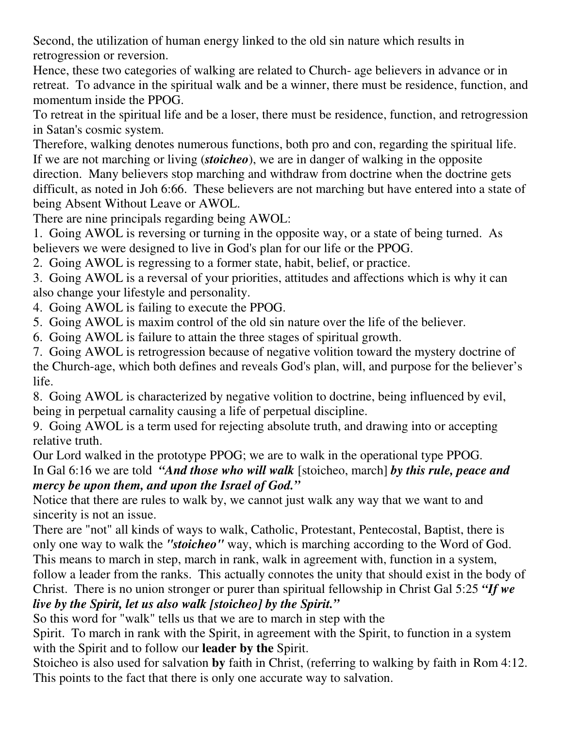Second, the utilization of human energy linked to the old sin nature which results in retrogression or reversion.

Hence, these two categories of walking are related to Church- age believers in advance or in retreat. To advance in the spiritual walk and be a winner, there must be residence, function, and momentum inside the PPOG.

To retreat in the spiritual life and be a loser, there must be residence, function, and retrogression in Satan's cosmic system.

Therefore, walking denotes numerous functions, both pro and con, regarding the spiritual life. If we are not marching or living (***stoicheo***), we are in danger of walking in the opposite direction. Many believers stop marching and withdraw from doctrine when the doctrine gets difficult, as noted in Joh 6:66. These believers are not marching but have entered into a state of being Absent Without Leave or AWOL.

There are nine principals regarding being AWOL:

1. Going AWOL is reversing or turning in the opposite way, or a state of being turned. As believers we were designed to live in God's plan for our life or the PPOG.
2. Going AWOL is regressing to a former state, habit, belief, or practice.
3. Going AWOL is a reversal of your priorities, attitudes and affections which is why it can also change your lifestyle and personality.
4. Going AWOL is failing to execute the PPOG.
5. Going AWOL is maxim control of the old sin nature over the life of the believer.
6. Going AWOL is failure to attain the three stages of spiritual growth.
7. Going AWOL is retrogression because of negative volition toward the mystery doctrine of the Church-age, which both defines and reveals God's plan, will, and purpose for the believer's life.
8. Going AWOL is characterized by negative volition to doctrine, being influenced by evil, being in perpetual carnality causing a life of perpetual discipline.
9. Going AWOL is a term used for rejecting absolute truth, and drawing into or accepting relative truth.

Our Lord walked in the prototype PPOG; we are to walk in the operational type PPOG.

In Gal 6:16 we are told ***"And those who will walk*** [stoicheo, march] ***by this rule, peace and mercy be upon them, and upon the Israel of God."***

Notice that there are rules to walk by, we cannot just walk any way that we want to and sincerity is not an issue.

There are "not" all kinds of ways to walk, Catholic, Protestant, Pentecostal, Baptist, there is only one way to walk the ***"stoicheo"*** way, which is marching according to the Word of God. This means to march in step, march in rank, walk in agreement with, function in a system, follow a leader from the ranks. This actually connotes the unity that should exist in the body of Christ. There is no union stronger or purer than spiritual fellowship in Christ Gal 5:25 ***"If we live by the Spirit, let us also walk [stoicheo] by the Spirit."***

So this word for "walk" tells us that we are to march in step with the Spirit. To march in rank with the Spirit, in agreement with the Spirit, to function in a system with the Spirit and to follow our **leader by the** Spirit.

Stoicheo is also used for salvation **by** faith in Christ, (referring to walking by faith in Rom 4:12. This points to the fact that there is only one accurate way to salvation.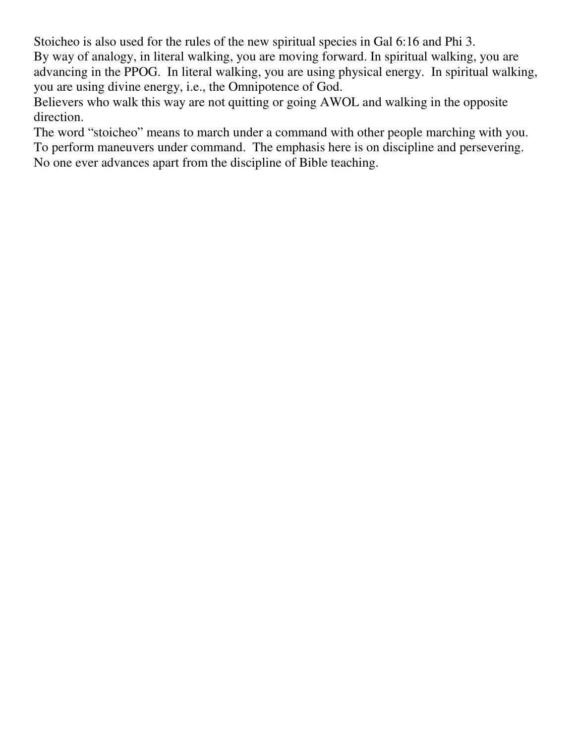Stoicheo is also used for the rules of the new spiritual species in Gal 6:16 and Phi 3.
By way of analogy, in literal walking, you are moving forward. In spiritual walking, you are advancing in the PPOG. In literal walking, you are using physical energy. In spiritual walking, you are using divine energy, i.e., the Omnipotence of God.
Believers who walk this way are not quitting or going AWOL and walking in the opposite direction.
The word "stoicheo" means to march under a command with other people marching with you. To perform maneuvers under command. The emphasis here is on discipline and persevering. No one ever advances apart from the discipline of Bible teaching.